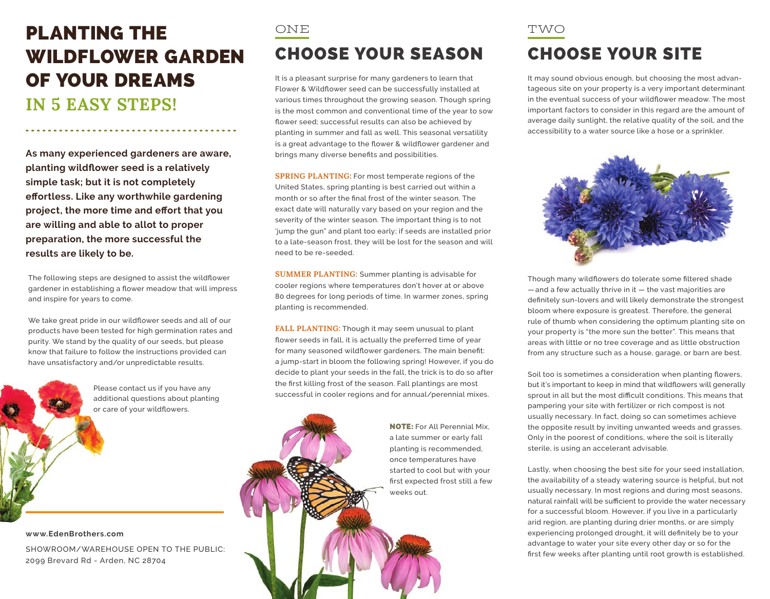# PLANTING THE WILDFLOWER GARDEN OF YOUR DREAMS IN 5 EASY STEPS!

**As many experienced gardeners are aware, planting wildflower seed is a relatively simple task; but it is not completely effortless. Like any worthwhile gardening project, the more time and effort that you are willing and able to allot to proper preparation, the more successful the results are likely to be.**

The following steps are designed to assist the wildflower gardener in establishing a flower meadow that will impress and inspire for years to come.

We take great pride in our wildflower seeds and all of our products have been tested for high germination rates and purity. We stand by the quality of our seeds, but please know that failure to follow the instructions provided can have unsatisfactory and/or unpredictable results.

Please contact us if you have any additional questions about planting or care of your wildflowers.

**www.EdenBrothers.com**

SHOWROOM/WAREHOUSE OPEN TO THE PUBLIC:
2099 Brevard Rd - Arden, NC 28704

ONE

## CHOOSE YOUR SEASON

It is a pleasant surprise for many gardeners to learn that Flower & Wildflower seed can be successfully installed at various times throughout the growing season. Though spring is the most common and conventional time of the year to sow flower seed; successful results can also be achieved by planting in summer and fall as well. This seasonal versatility is a great advantage to the flower & wildflower gardener and brings many diverse benefits and possibilities.

**SPRING PLANTING:** For most temperate regions of the United States, spring planting is best carried out within a month or so after the final frost of the winter season. The exact date will naturally vary based on your region and the severity of the winter season. The important thing is to not 'jump the gun" and plant too early; if seeds are installed prior to a late-season frost, they will be lost for the season and will need to be re-seeded.

**SUMMER PLANTING:** Summer planting is advisable for cooler regions where temperatures don't hover at or above 80 degrees for long periods of time. In warmer zones, spring planting is recommended.

**FALL PLANTING:** Though it may seem unusual to plant flower seeds in fall, it is actually the preferred time of year for many seasoned wildflower gardeners. The main benefit: a jump-start in bloom the following spring! However, if you do decide to plant your seeds in the fall, the trick is to do so after the first killing frost of the season. Fall plantings are most successful in cooler regions and for annual/perennial mixes.

**NOTE:** For All Perennial Mix, a late summer or early fall planting is recommended, once temperatures have started to cool but with your first expected frost still a few weeks out.

TWO

## CHOOSE YOUR SITE

It may sound obvious enough, but choosing the most advantageous site on your property is a very important determinant in the eventual success of your wildflower meadow. The most important factors to consider in this regard are the amount of average daily sunlight, the relative quality of the soil, and the accessibility to a water source like a hose or a sprinkler.

Though many wildflowers do tolerate some filtered shade —and a few actually thrive in it — the vast majorities are definitely sun-lovers and will likely demonstrate the strongest bloom where exposure is greatest. Therefore, the general rule of thumb when considering the optimum planting site on your property is "the more sun the better". This means that areas with little or no tree coverage and as little obstruction from any structure such as a house, garage, or barn are best.

Soil too is sometimes a consideration when planting flowers, but it's important to keep in mind that wildflowers will generally sprout in all but the most difficult conditions. This means that pampering your site with fertilizer or rich compost is not usually necessary. In fact, doing so can sometimes achieve the opposite result by inviting unwanted weeds and grasses. Only in the poorest of conditions, where the soil is literally sterile, is using an accelerant advisable.

Lastly, when choosing the best site for your seed installation, the availability of a steady watering source is helpful, but not usually necessary. In most regions and during most seasons, natural rainfall will be sufficient to provide the water necessary for a successful bloom. However, if you live in a particularly arid region, are planting during drier months, or are simply experiencing prolonged drought, it will definitely be to your advantage to water your site every other day or so for the first few weeks after planting until root growth is established.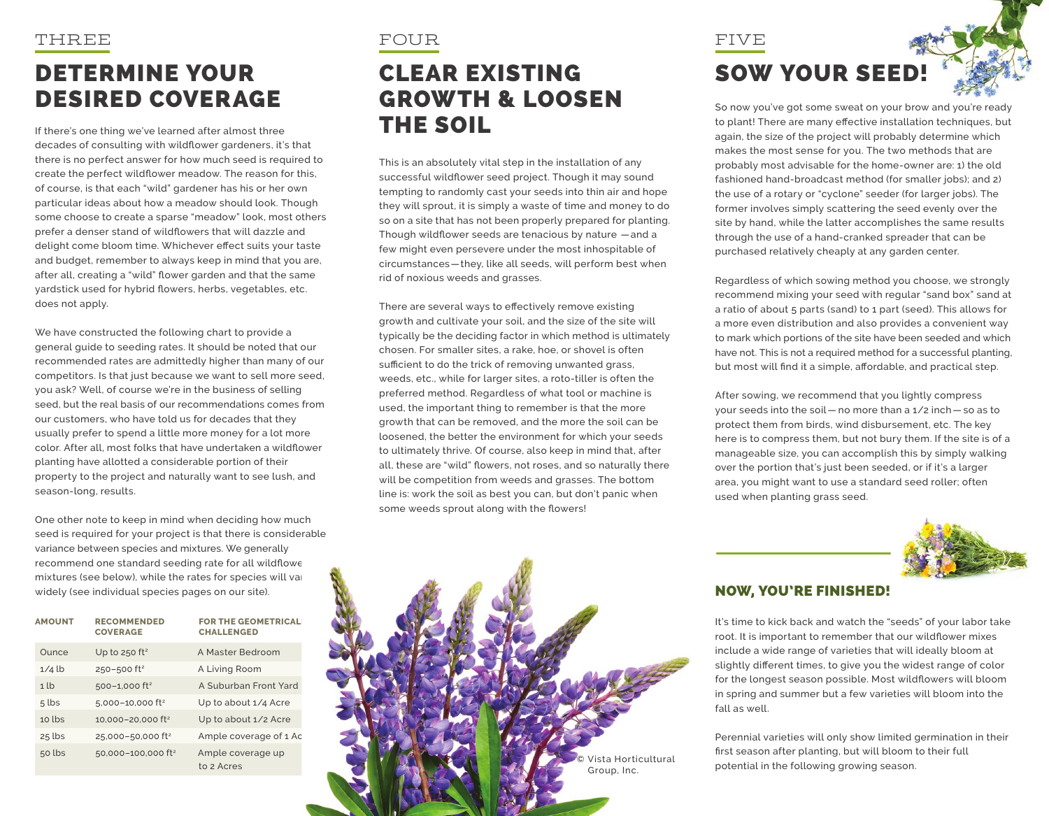THREE

## DETERMINE YOUR DESIRED COVERAGE

If there's one thing we've learned after almost three decades of consulting with wildflower gardeners, it's that there is no perfect answer for how much seed is required to create the perfect wildflower meadow. The reason for this, of course, is that each "wild" gardener has his or her own particular ideas about how a meadow should look. Though some choose to create a sparse "meadow" look, most others prefer a denser stand of wildflowers that will dazzle and delight come bloom time. Whichever effect suits your taste and budget, remember to always keep in mind that you are, after all, creating a "wild" flower garden and that the same yardstick used for hybrid flowers, herbs, vegetables, etc. does not apply.

We have constructed the following chart to provide a general guide to seeding rates. It should be noted that our recommended rates are admittedly higher than many of our competitors. Is that just because we want to sell more seed, you ask? Well, of course we're in the business of selling seed, but the real basis of our recommendations comes from our customers, who have told us for decades that they usually prefer to spend a little more money for a lot more color. After all, most folks that have undertaken a wildflower planting have allotted a considerable portion of their property to the project and naturally want to see lush, and season-long, results.

One other note to keep in mind when deciding how much seed is required for your project is that there is considerable variance between species and mixtures. We generally recommend one standard seeding rate for all wildflowe mixtures (see below), while the rates for species will va widely (see individual species pages on our site).

| AMOUNT | RECOMMENDED COVERAGE | FOR THE GEOMETRICAL CHALLENGED |
|---|---|---|
| Ounce | Up to 250 ft² | A Master Bedroom |
| 1/4 lb | 250–500 ft² | A Living Room |
| 1 lb | 500–1,000 ft² | A Suburban Front Yard |
| 5 lbs | 5,000–10,000 ft² | Up to about 1/4 Acre |
| 10 lbs | 10,000–20,000 ft² | Up to about 1/2 Acre |
| 25 lbs | 25,000–50,000 ft² | Ample coverage of 1 Ac |
| 50 lbs | 50,000–100,000 ft² | Ample coverage up to 2 Acres |

FOUR

## CLEAR EXISTING GROWTH & LOOSEN THE SOIL

This is an absolutely vital step in the installation of any successful wildflower seed project. Though it may sound tempting to randomly cast your seeds into thin air and hope they will sprout, it is simply a waste of time and money to do so on a site that has not been properly prepared for planting. Though wildflower seeds are tenacious by nature —and a few might even persevere under the most inhospitable of circumstances—they, like all seeds, will perform best when rid of noxious weeds and grasses.

There are several ways to effectively remove existing growth and cultivate your soil, and the size of the site will typically be the deciding factor in which method is ultimately chosen. For smaller sites, a rake, hoe, or shovel is often sufficient to do the trick of removing unwanted grass, weeds, etc., while for larger sites, a roto-tiller is often the preferred method. Regardless of what tool or machine is used, the important thing to remember is that the more growth that can be removed, and the more the soil can be loosened, the better the environment for which your seeds to ultimately thrive. Of course, also keep in mind that, after all, these are "wild" flowers, not roses, and so naturally there will be competition from weeds and grasses. The bottom line is: work the soil as best you can, but don't panic when some weeds sprout along with the flowers!

© Vista Horticultural Group, Inc.

FIVE

## SOW YOUR SEED!

So now you've got some sweat on your brow and you're ready to plant! There are many effective installation techniques, but again, the size of the project will probably determine which makes the most sense for you. The two methods that are probably most advisable for the home-owner are: 1) the old fashioned hand-broadcast method (for smaller jobs); and 2) the use of a rotary or "cyclone" seeder (for larger jobs). The former involves simply scattering the seed evenly over the site by hand, while the latter accomplishes the same results through the use of a hand-cranked spreader that can be purchased relatively cheaply at any garden center.

Regardless of which sowing method you choose, we strongly recommend mixing your seed with regular "sand box" sand at a ratio of about 5 parts (sand) to 1 part (seed). This allows for a more even distribution and also provides a convenient way to mark which portions of the site have been seeded and which have not. This is not a required method for a successful planting, but most will find it a simple, affordable, and practical step.

After sowing, we recommend that you lightly compress your seeds into the soil— no more than a 1/2 inch— so as to protect them from birds, wind disbursement, etc. The key here is to compress them, but not bury them. If the site is of a manageable size, you can accomplish this by simply walking over the portion that's just been seeded, or if it's a larger area, you might want to use a standard seed roller; often used when planting grass seed.

### NOW, YOU'RE FINISHED!

It's time to kick back and watch the "seeds" of your labor take root. It is important to remember that our wildflower mixes include a wide range of varieties that will ideally bloom at slightly different times, to give you the widest range of color for the longest season possible. Most wildflowers will bloom in spring and summer but a few varieties will bloom into the fall as well.

Perennial varieties will only show limited germination in their first season after planting, but will bloom to their full potential in the following growing season.